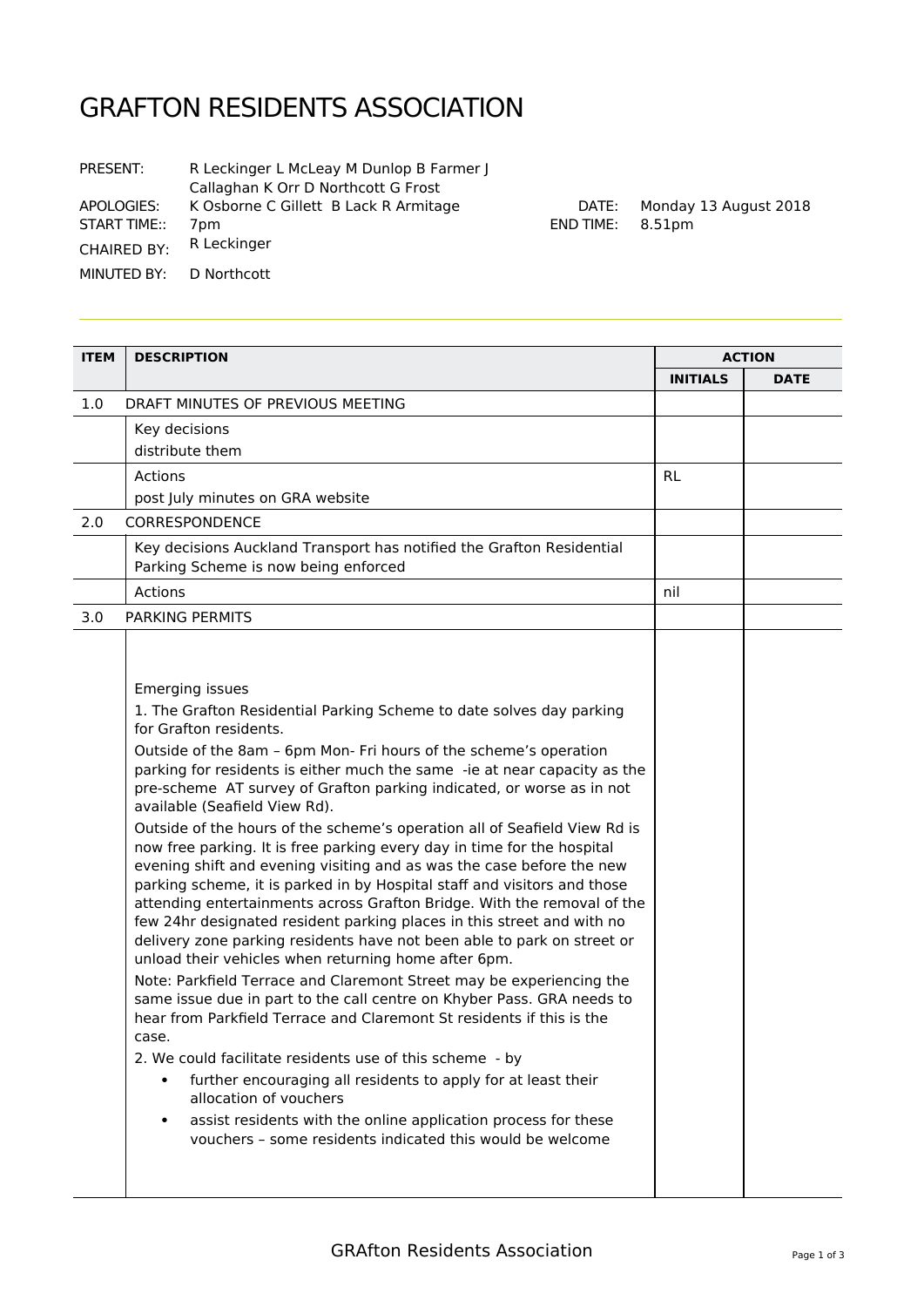# GRAFTON RESIDENTS ASSOCIATION

PRESENT: R Leckinger L McLeay M Dunlop B Farmer J Callaghan K Orr D Northcott G Frost

APOLOGIES: K Osborne C Gillett B Lack R Armitage

DATE: Monday 13 August 2018

START TIME:: 7pm

END TIME: 8.51pm

CHAIRED BY: R Leckinger

MINUTED BY: D Northcott

| ITEM | DESCRIPTION | ACTION | |
|---|---|---|---|
| | | INITIALS | DATE |
| 1.0 | DRAFT MINUTES OF PREVIOUS MEETING | | |
| | Key decisions<br>distribute them | | |
| | Actions<br>post July minutes on GRA website | RL | |
| 2.0 | CORRESPONDENCE | | |
| | Key decisions Auckland Transport has notified the Grafton Residential Parking Scheme is now being enforced | | |
| | Actions | nil | |
| 3.0 | PARKING PERMITS | | |
| | Emerging issues<br>1. The Grafton Residential Parking Scheme to date solves day parking for Grafton residents.<br>Outside of the 8am – 6pm Mon- Fri hours of the scheme's operation parking for residents is either much the same -ie at near capacity as the pre-scheme AT survey of Grafton parking indicated, or worse as in not available (Seafield View Rd).<br>Outside of the hours of the scheme's operation all of Seafield View Rd is now free parking. It is free parking every day in time for the hospital evening shift and evening visiting and as was the case before the new parking scheme, it is parked in by Hospital staff and visitors and those attending entertainments across Grafton Bridge. With the removal of the few 24hr designated resident parking places in this street and with no delivery zone parking residents have not been able to park on street or unload their vehicles when returning home after 6pm.<br>Note: Parkfield Terrace and Claremont Street may be experiencing the same issue due in part to the call centre on Khyber Pass. GRA needs to hear from Parkfield Terrace and Claremont St residents if this is the case.<br>2. We could facilitate residents use of this scheme - by<br>• further encouraging all residents to apply for at least their allocation of vouchers<br>• assist residents with the online application process for these vouchers – some residents indicated this would be welcome | | |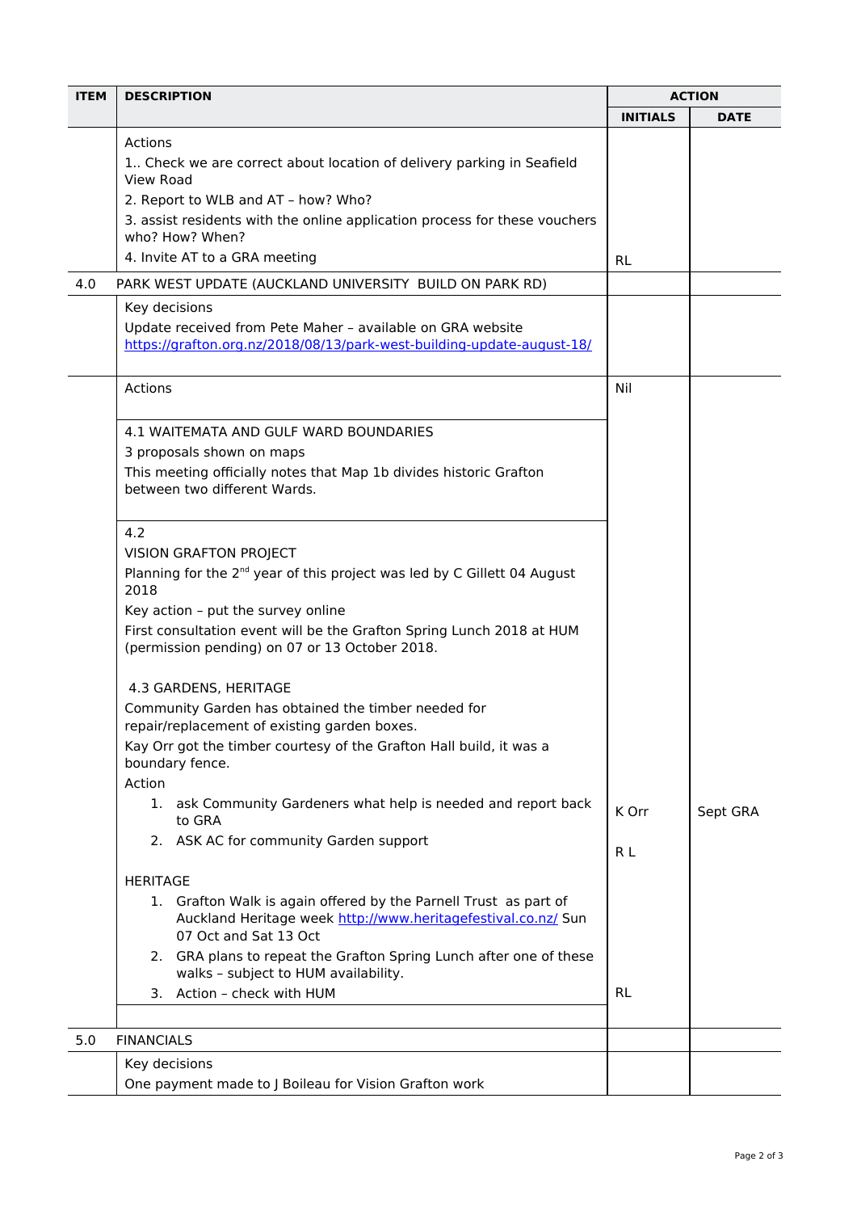| ITEM | DESCRIPTION | ACTION | |
|---|---|---|---|
| | | INITIALS | DATE |
| | Actions<br>1.. Check we are correct about location of delivery parking in Seafield View Road<br>2. Report to WLB and AT – how? Who?<br>3. assist residents with the online application process for these vouchers who? How? When?<br>4. Invite AT to a GRA meeting | RL | |
| 4.0 | PARK WEST UPDATE (AUCKLAND UNIVERSITY BUILD ON PARK RD) | | |
| | Key decisions<br>Update received from Pete Maher – available on GRA website<br>[https://grafton.org.nz/2018/08/13/park-west-building-update-august-18/](https://grafton.org.nz/2018/08/13/park-west-building-update-august-18/) | | |
| | Actions | Nil | |
| | 4.1 WAITEMATA AND GULF WARD BOUNDARIES<br>3 proposals shown on maps<br>This meeting officially notes that Map 1b divides historic Grafton between two different Wards. | | |
| | 4.2<br>VISION GRAFTON PROJECT<br>Planning for the 2nd year of this project was led by C Gillett 04 August 2018<br>Key action – put the survey online<br>First consultation event will be the Grafton Spring Lunch 2018 at HUM (permission pending) on 07 or 13 October 2018. | | |
| | 4.3 GARDENS, HERITAGE<br>Community Garden has obtained the timber needed for repair/replacement of existing garden boxes.<br>Kay Orr got the timber courtesy of the Grafton Hall build, it was a boundary fence.<br>Action<br>1. ask Community Gardeners what help is needed and report back to GRA | K Orr | Sept GRA |
| | 2. ASK AC for community Garden support | R L | |
| | HERITAGE<br>1. Grafton Walk is again offered by the Parnell Trust as part of Auckland Heritage week [http://www.heritagefestival.co.nz/](http://www.heritagefestival.co.nz/) Sun 07 Oct and Sat 13 Oct<br>2. GRA plans to repeat the Grafton Spring Lunch after one of these walks – subject to HUM availability.<br>3. Action – check with HUM | RL | |
| 5.0 | FINANCIALS | | |
| | Key decisions<br>One payment made to J Boileau for Vision Grafton work | | |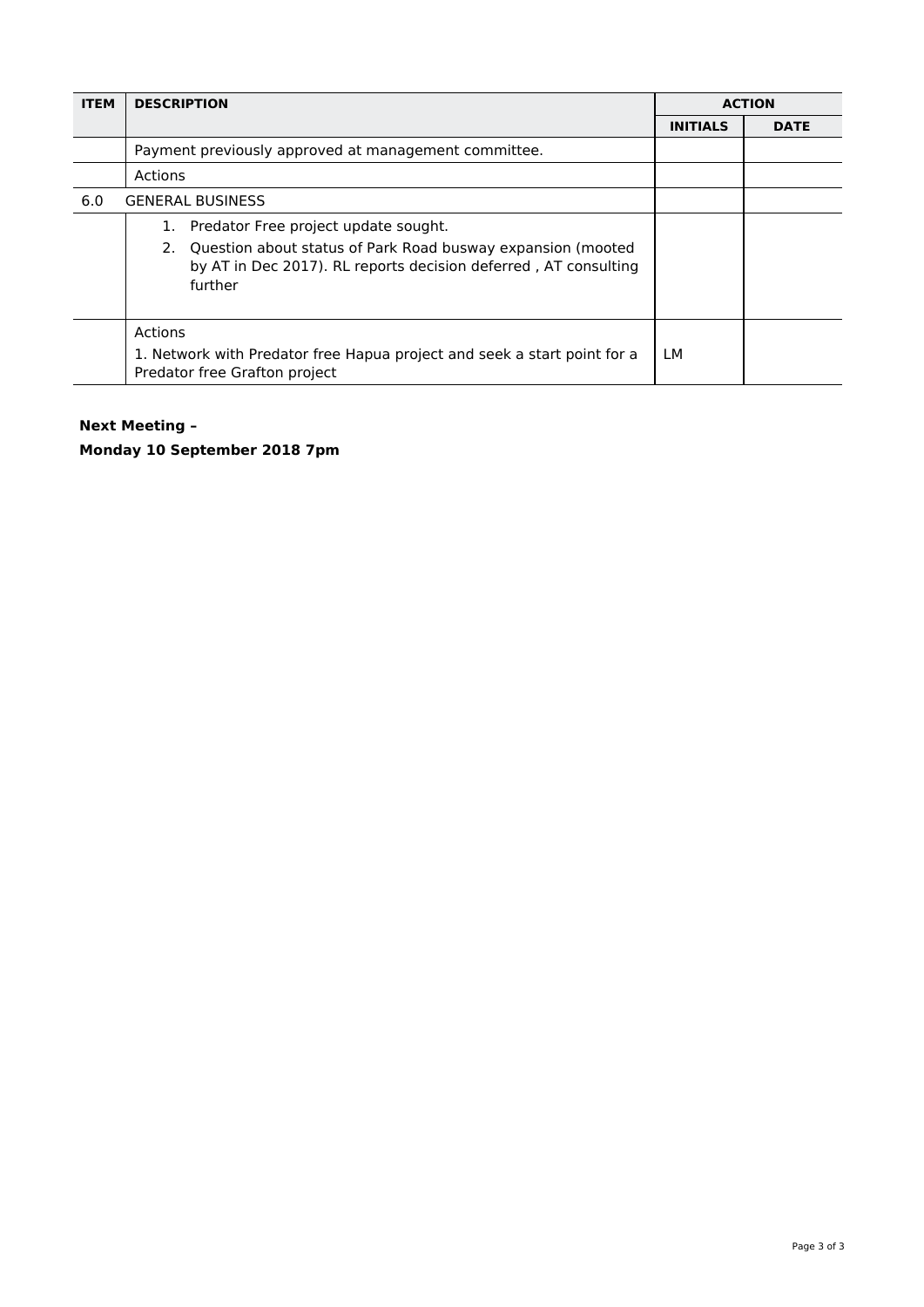| ITEM | DESCRIPTION | ACTION | |
|---|---|---|---|
| | | INITIALS | DATE |
| | Payment previously approved at management committee. | | |
| | Actions | | |
| 6.0 | GENERAL BUSINESS | | |
| | 1. Predator Free project update sought.<br>2. Question about status of Park Road busway expansion (mooted by AT in Dec 2017). RL reports decision deferred , AT consulting further | | |
| | Actions<br>1. Network with Predator free Hapua project and seek a start point for a Predator free Grafton project | LM | |

**Next Meeting –**

**Monday 10 September 2018 7pm**